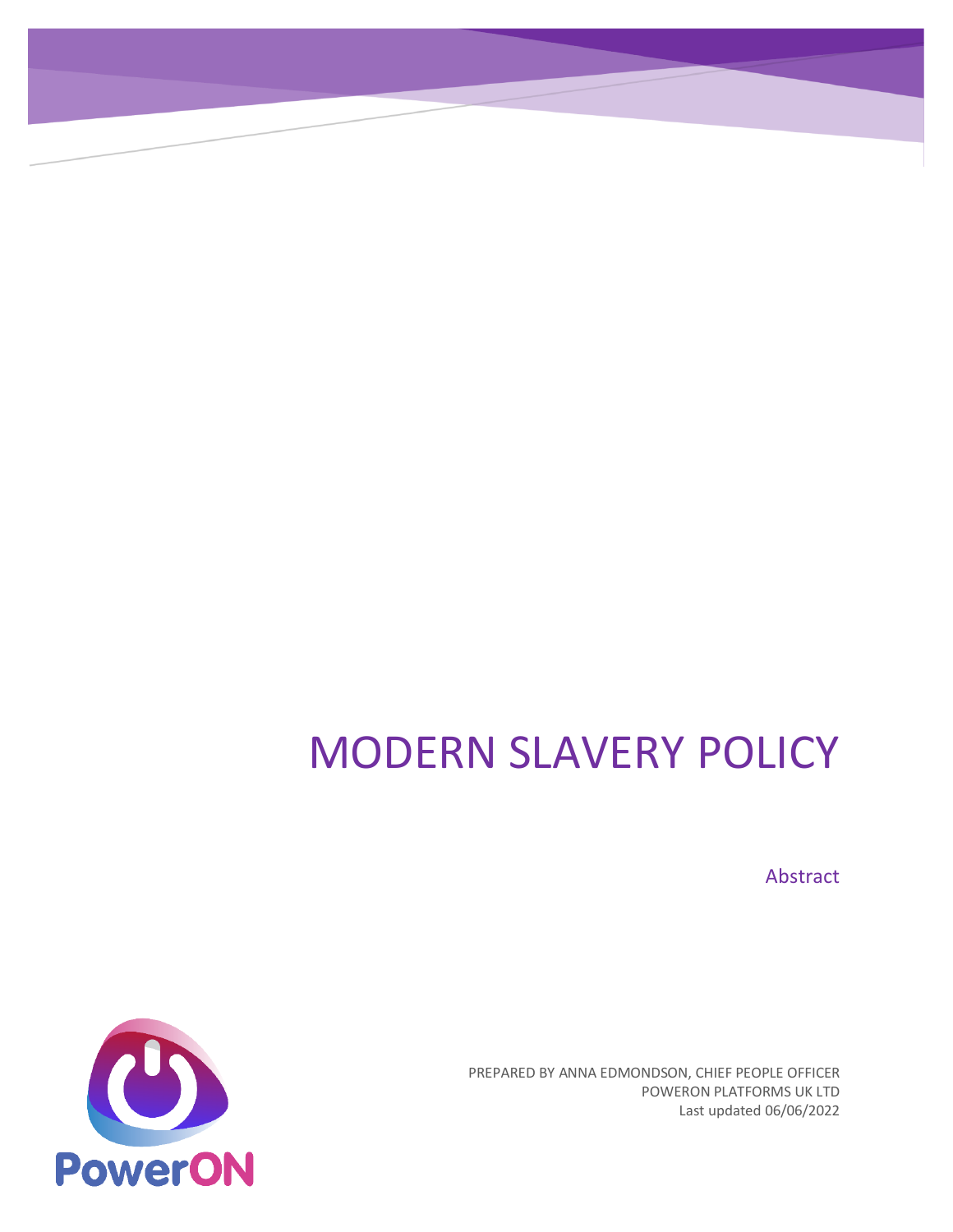# MODERN SLAVERY POLICY

Abstract

PREPARED BY ANNA EDMONDSON, CHIEF PEOPLE OFFICER
POWERON PLATFORMS UK LTD
Last updated 06/06/2022

PowerON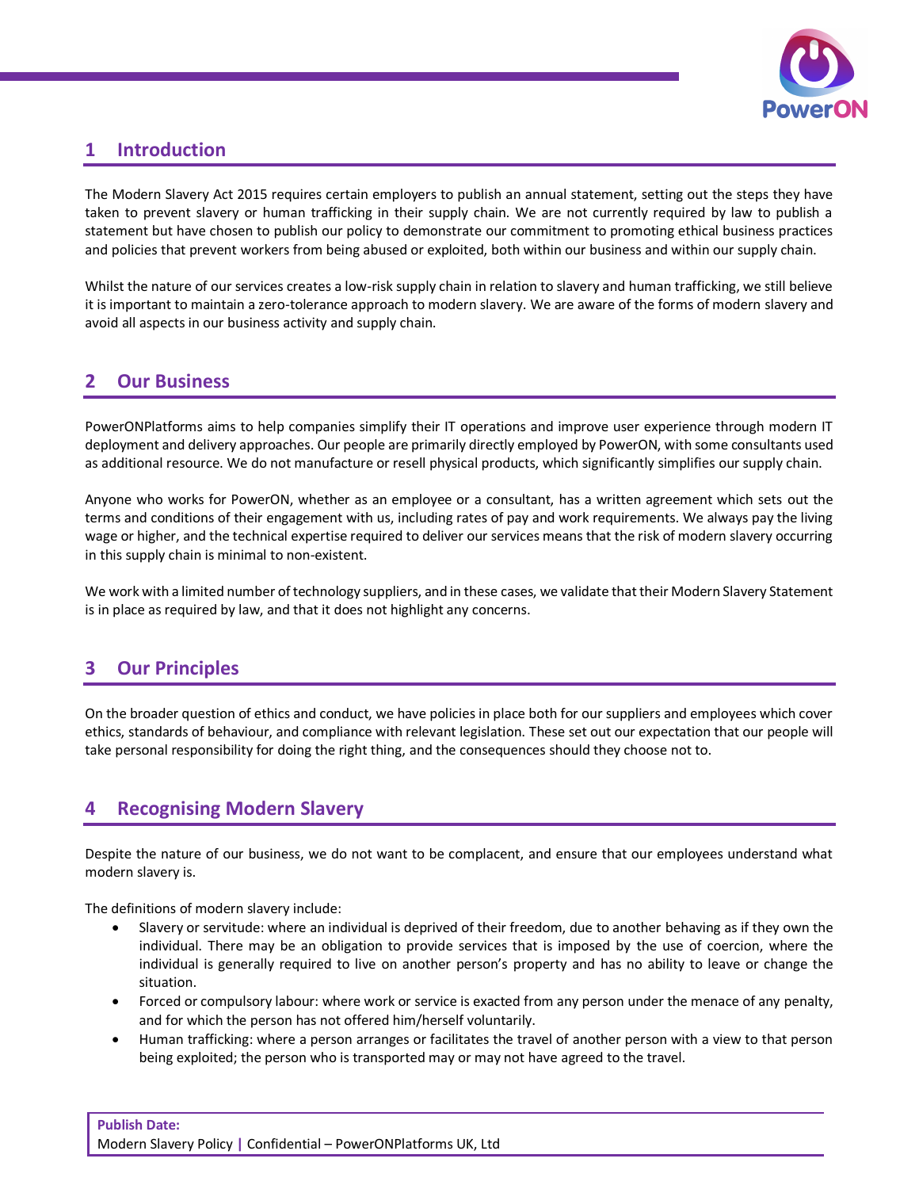## 1 Introduction

The Modern Slavery Act 2015 requires certain employers to publish an annual statement, setting out the steps they have taken to prevent slavery or human trafficking in their supply chain. We are not currently required by law to publish a statement but have chosen to publish our policy to demonstrate our commitment to promoting ethical business practices and policies that prevent workers from being abused or exploited, both within our business and within our supply chain.

Whilst the nature of our services creates a low-risk supply chain in relation to slavery and human trafficking, we still believe it is important to maintain a zero-tolerance approach to modern slavery. We are aware of the forms of modern slavery and avoid all aspects in our business activity and supply chain.

## 2 Our Business

PowerONPlatforms aims to help companies simplify their IT operations and improve user experience through modern IT deployment and delivery approaches. Our people are primarily directly employed by PowerON, with some consultants used as additional resource. We do not manufacture or resell physical products, which significantly simplifies our supply chain.

Anyone who works for PowerON, whether as an employee or a consultant, has a written agreement which sets out the terms and conditions of their engagement with us, including rates of pay and work requirements. We always pay the living wage or higher, and the technical expertise required to deliver our services means that the risk of modern slavery occurring in this supply chain is minimal to non-existent.

We work with a limited number of technology suppliers, and in these cases, we validate that their Modern Slavery Statement is in place as required by law, and that it does not highlight any concerns.

## 3 Our Principles

On the broader question of ethics and conduct, we have policies in place both for our suppliers and employees which cover ethics, standards of behaviour, and compliance with relevant legislation. These set out our expectation that our people will take personal responsibility for doing the right thing, and the consequences should they choose not to.

## 4 Recognising Modern Slavery

Despite the nature of our business, we do not want to be complacent, and ensure that our employees understand what modern slavery is.

The definitions of modern slavery include:

- Slavery or servitude: where an individual is deprived of their freedom, due to another behaving as if they own the individual. There may be an obligation to provide services that is imposed by the use of coercion, where the individual is generally required to live on another person's property and has no ability to leave or change the situation.
- Forced or compulsory labour: where work or service is exacted from any person under the menace of any penalty, and for which the person has not offered him/herself voluntarily.
- Human trafficking: where a person arranges or facilitates the travel of another person with a view to that person being exploited; the person who is transported may or may not have agreed to the travel.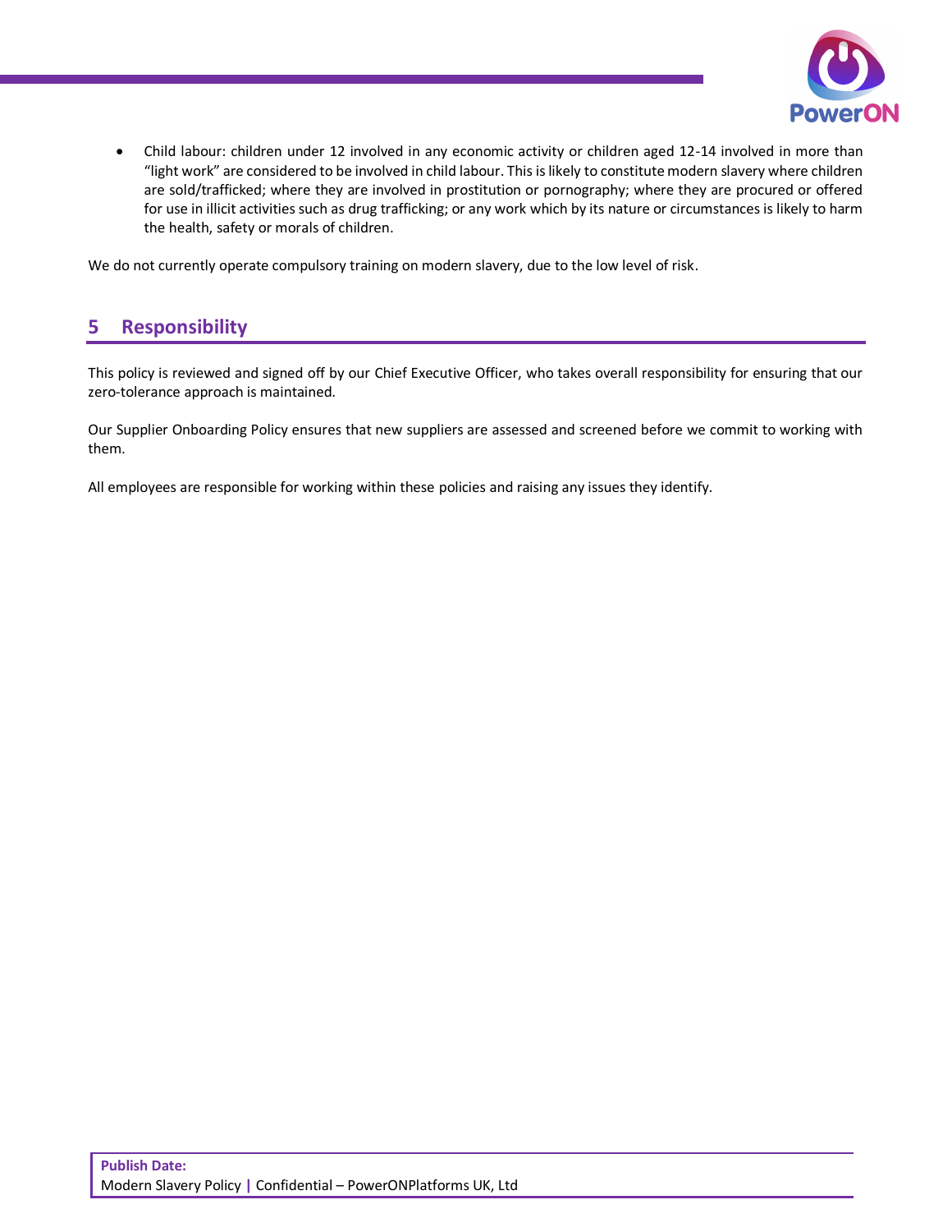- Child labour: children under 12 involved in any economic activity or children aged 12-14 involved in more than “light work” are considered to be involved in child labour. This is likely to constitute modern slavery where children are sold/trafficked; where they are involved in prostitution or pornography; where they are procured or offered for use in illicit activities such as drug trafficking; or any work which by its nature or circumstances is likely to harm the health, safety or morals of children.

We do not currently operate compulsory training on modern slavery, due to the low level of risk.

## 5 Responsibility

This policy is reviewed and signed off by our Chief Executive Officer, who takes overall responsibility for ensuring that our zero-tolerance approach is maintained.

Our Supplier Onboarding Policy ensures that new suppliers are assessed and screened before we commit to working with them.

All employees are responsible for working within these policies and raising any issues they identify.